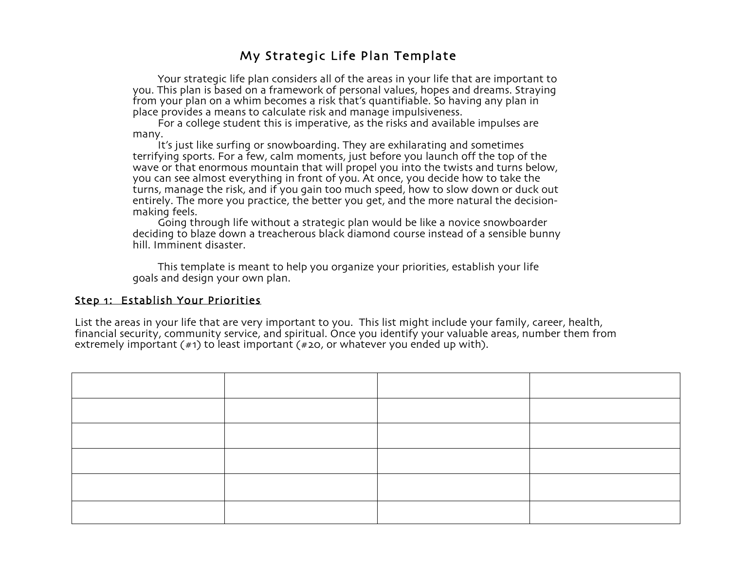# My Strategic Life Plan Template

Your strategic life plan considers all of the areas in your life that are important to you. This plan is based on a framework of personal values, hopes and dreams. Straying from your plan on a whim becomes a risk that's quantifiable. So having any plan in place provides a means to calculate risk and manage impulsiveness.

For a college student this is imperative, as the risks and available impulses are many.

It's just like surfing or snowboarding. They are exhilarating and sometimes terrifying sports. For a few, calm moments, just before you launch off the top of the wave or that enormous mountain that will propel you into the twists and turns below, you can see almost everything in front of you. At once, you decide how to take the turns, manage the risk, and if you gain too much speed, how to slow down or duck out entirely. The more you practice, the better you get, and the more natural the decision-making feels.

Going through life without a strategic plan would be like a novice snowboarder deciding to blaze down a treacherous black diamond course instead of a sensible bunny hill. Imminent disaster.

This template is meant to help you organize your priorities, establish your life goals and design your own plan.

## Step 1: Establish Your Priorities

List the areas in your life that are very important to you. This list might include your family, career, health, financial security, community service, and spiritual. Once you identify your valuable areas, number them from extremely important (#1) to least important (#20, or whatever you ended up with).

| | | | |
|---|---|---|---|
| | | | |
| | | | |
| | | | |
| | | | |
| | | | |
| | | | |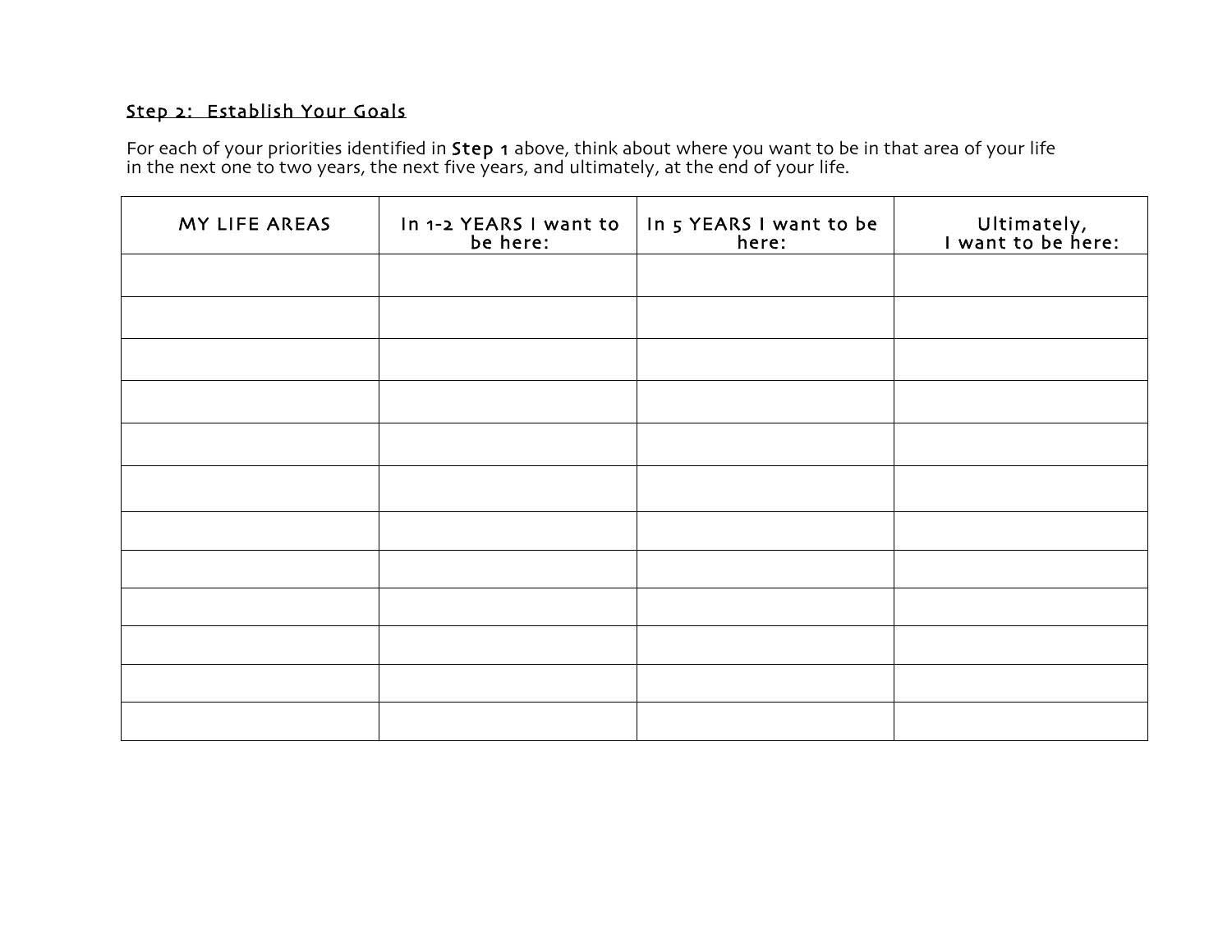## Step 2: Establish Your Goals

For each of your priorities identified in **Step 1** above, think about where you want to be in that area of your life in the next one to two years, the next five years, and ultimately, at the end of your life.

| MY LIFE AREAS | In 1-2 YEARS I want to be here: | In 5 YEARS I want to be here: | Ultimately, I want to be here: |
| --- | --- | --- | --- |
| | | | |
| | | | |
| | | | |
| | | | |
| | | | |
| | | | |
| | | | |
| | | | |
| | | | |
| | | | |
| | | | |
| | | | |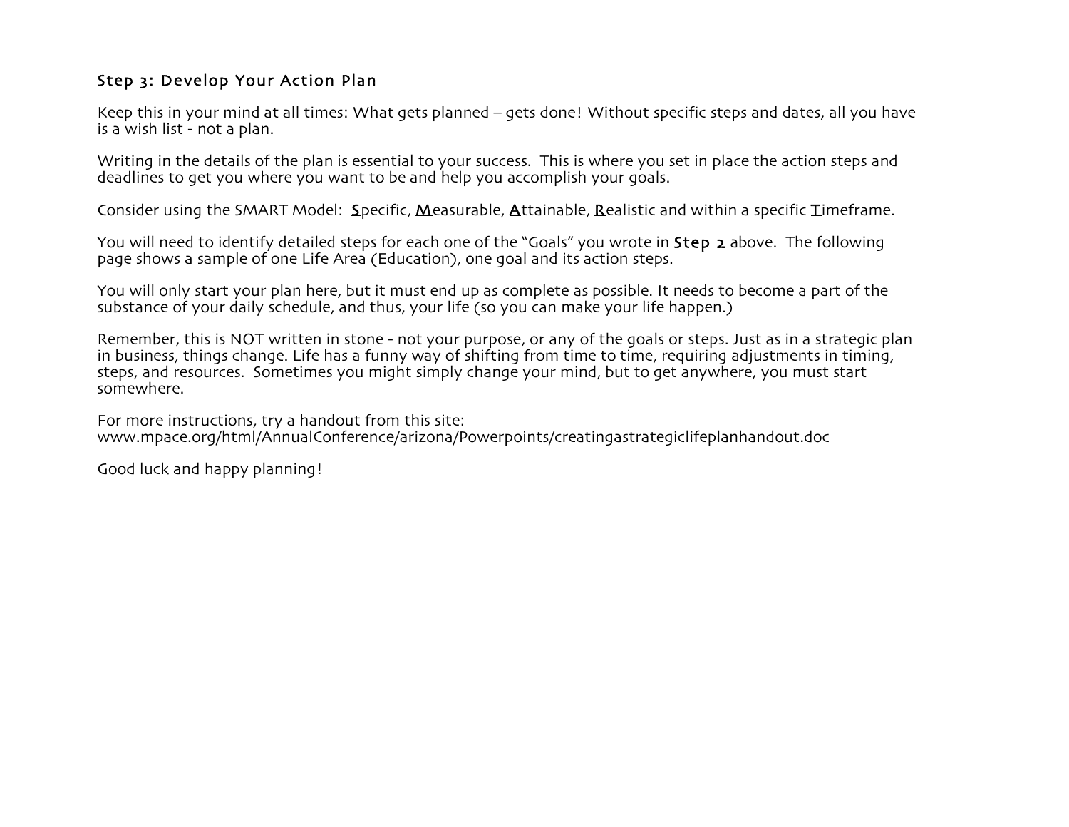## Step 3: Develop Your Action Plan

Keep this in your mind at all times: What gets planned – gets done! Without specific steps and dates, all you have is a wish list - not a plan.

Writing in the details of the plan is essential to your success. This is where you set in place the action steps and deadlines to get you where you want to be and help you accomplish your goals.

Consider using the SMART Model: **S**pecific, **M**easurable, **A**ttainable, **R**ealistic and within a specific **T**imeframe.

You will need to identify detailed steps for each one of the "Goals" you wrote in **Step 2** above. The following page shows a sample of one Life Area (Education), one goal and its action steps.

You will only start your plan here, but it must end up as complete as possible. It needs to become a part of the substance of your daily schedule, and thus, your life (so you can make your life happen.)

Remember, this is NOT written in stone - not your purpose, or any of the goals or steps. Just as in a strategic plan in business, things change. Life has a funny way of shifting from time to time, requiring adjustments in timing, steps, and resources. Sometimes you might simply change your mind, but to get anywhere, you must start somewhere.

For more instructions, try a handout from this site:
www.mpace.org/html/AnnualConference/arizona/Powerpoints/creatingastrategiclifeplanhandout.doc

Good luck and happy planning!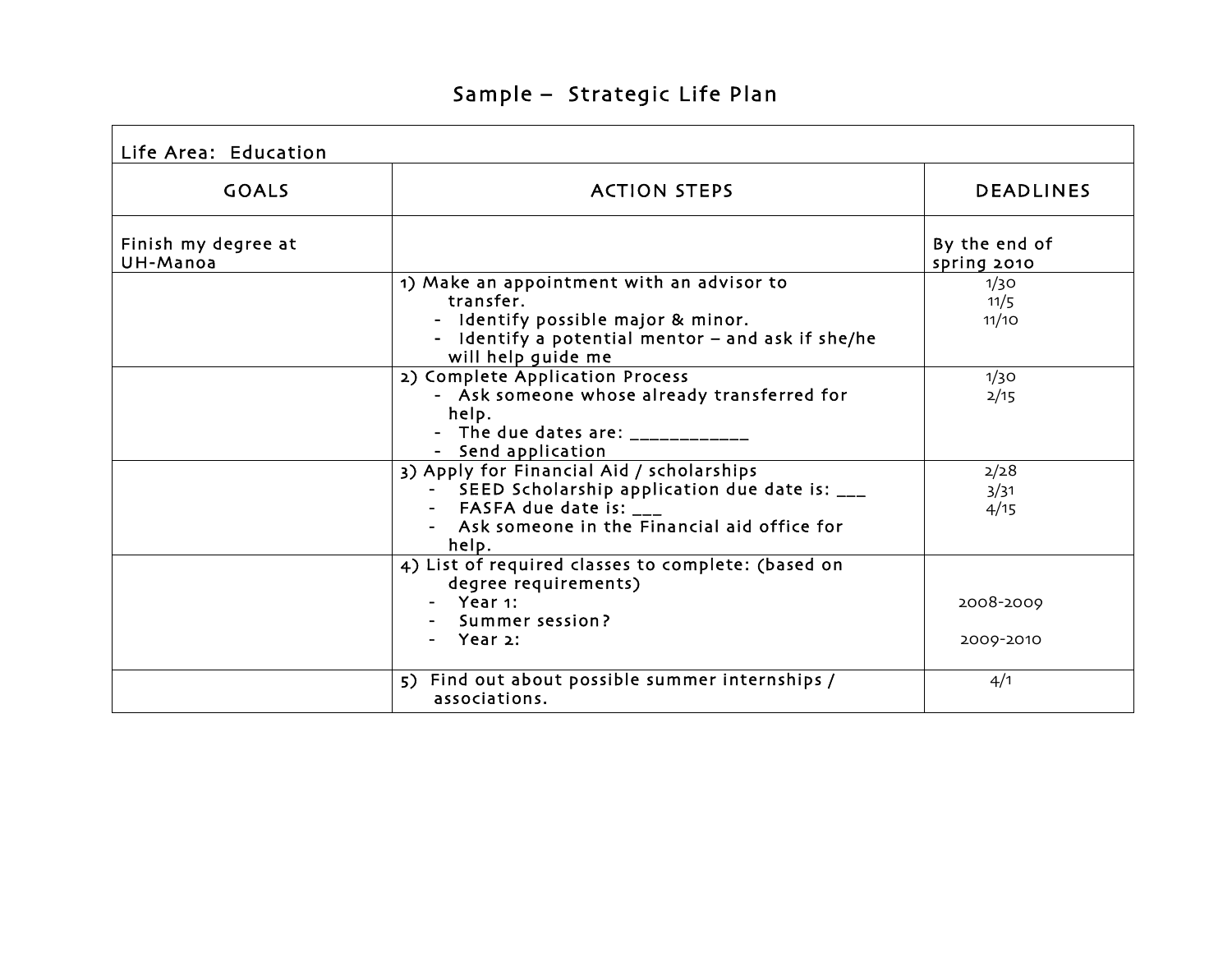# Sample – Strategic Life Plan

| Life Area: Education | | |
|---|---|---|
| **GOALS** | **ACTION STEPS** | **DEADLINES** |
| Finish my degree at UH-Manoa | | By the end of spring 2010 |
| | 1) Make an appointment with an advisor to transfer.<br>- Identify possible major & minor.<br>- Identify a potential mentor – and ask if she/he will help guide me | 1/30<br>11/5<br>11/10 |
| | 2) Complete Application Process<br>- Ask someone whose already transferred for help.<br>- The due dates are: ____________<br>- Send application | 1/30<br>2/15 |
| | 3) Apply for Financial Aid / scholarships<br>- SEED Scholarship application due date is: ___<br>- FASFA due date is: ___<br>- Ask someone in the Financial aid office for help. | 2/28<br>3/31<br>4/15 |
| | 4) List of required classes to complete: (based on degree requirements)<br>- Year 1:<br>- Summer session?<br>- Year 2: | 2008-2009<br>2009-2010 |
| | 5) Find out about possible summer internships / associations. | 4/1 |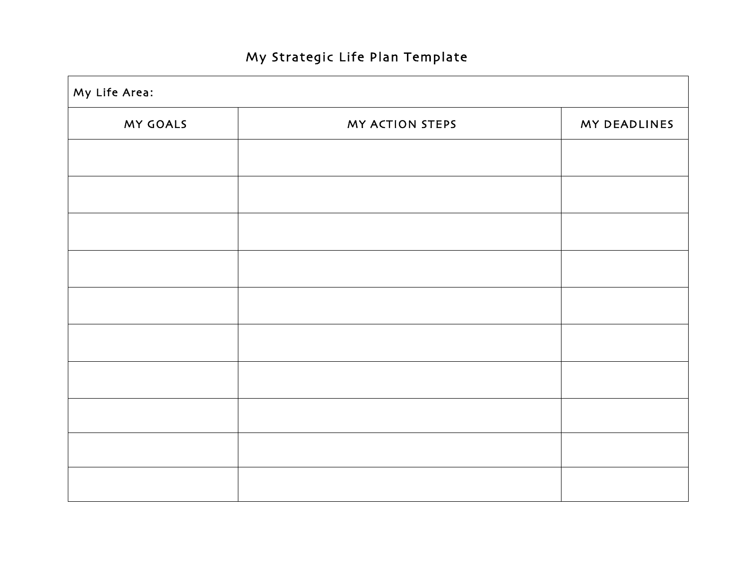# My Strategic Life Plan Template

| My Life Area: | | |
|---|---|---|
| MY GOALS | MY ACTION STEPS | MY DEADLINES |
| | | |
| | | |
| | | |
| | | |
| | | |
| | | |
| | | |
| | | |
| | | |
| | | |